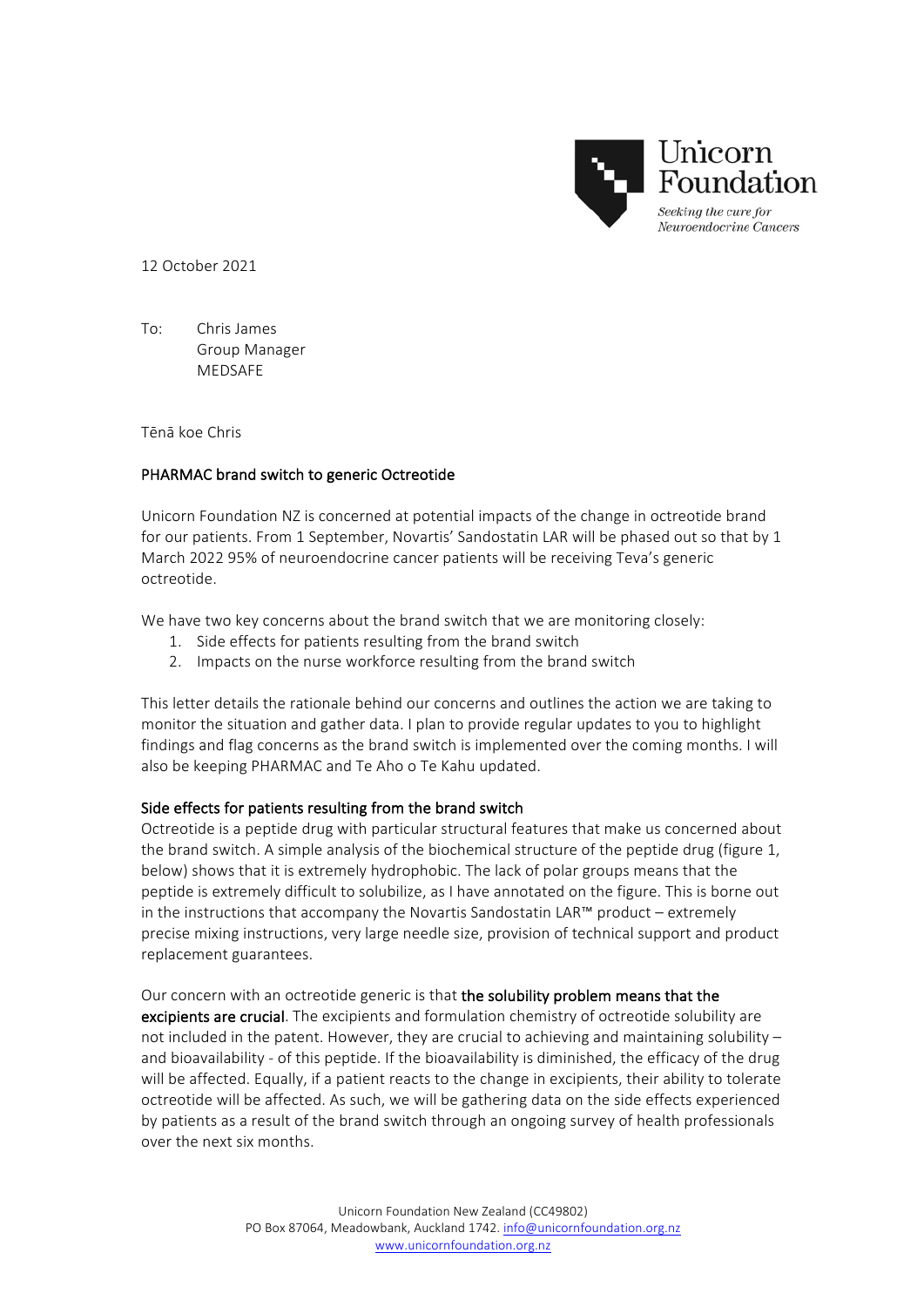Unicorn Foundation

*Seeking the cure for Neuroendocrine Cancers*

12 October 2021

To: Chris James
Group Manager
MEDSAFE

Tēnā koe Chris

## PHARMAC brand switch to generic Octreotide

Unicorn Foundation NZ is concerned at potential impacts of the change in octreotide brand for our patients. From 1 September, Novartis' Sandostatin LAR will be phased out so that by 1 March 2022 95% of neuroendocrine cancer patients will be receiving Teva's generic octreotide.

We have two key concerns about the brand switch that we are monitoring closely:

1. Side effects for patients resulting from the brand switch
2. Impacts on the nurse workforce resulting from the brand switch

This letter details the rationale behind our concerns and outlines the action we are taking to monitor the situation and gather data. I plan to provide regular updates to you to highlight findings and flag concerns as the brand switch is implemented over the coming months. I will also be keeping PHARMAC and Te Aho o Te Kahu updated.

### Side effects for patients resulting from the brand switch

Octreotide is a peptide drug with particular structural features that make us concerned about the brand switch. A simple analysis of the biochemical structure of the peptide drug (figure 1, below) shows that it is extremely hydrophobic. The lack of polar groups means that the peptide is extremely difficult to solubilize, as I have annotated on the figure. This is borne out in the instructions that accompany the Novartis Sandostatin LAR™ product – extremely precise mixing instructions, very large needle size, provision of technical support and product replacement guarantees.

Our concern with an octreotide generic is that **the solubility problem means that the excipients are crucial**. The excipients and formulation chemistry of octreotide solubility are not included in the patent. However, they are crucial to achieving and maintaining solubility – and bioavailability - of this peptide. If the bioavailability is diminished, the efficacy of the drug will be affected. Equally, if a patient reacts to the change in excipients, their ability to tolerate octreotide will be affected. As such, we will be gathering data on the side effects experienced by patients as a result of the brand switch through an ongoing survey of health professionals over the next six months.

Unicorn Foundation New Zealand (CC49802)
PO Box 87064, Meadowbank, Auckland 1742. info@unicornfoundation.org.nz
www.unicornfoundation.org.nz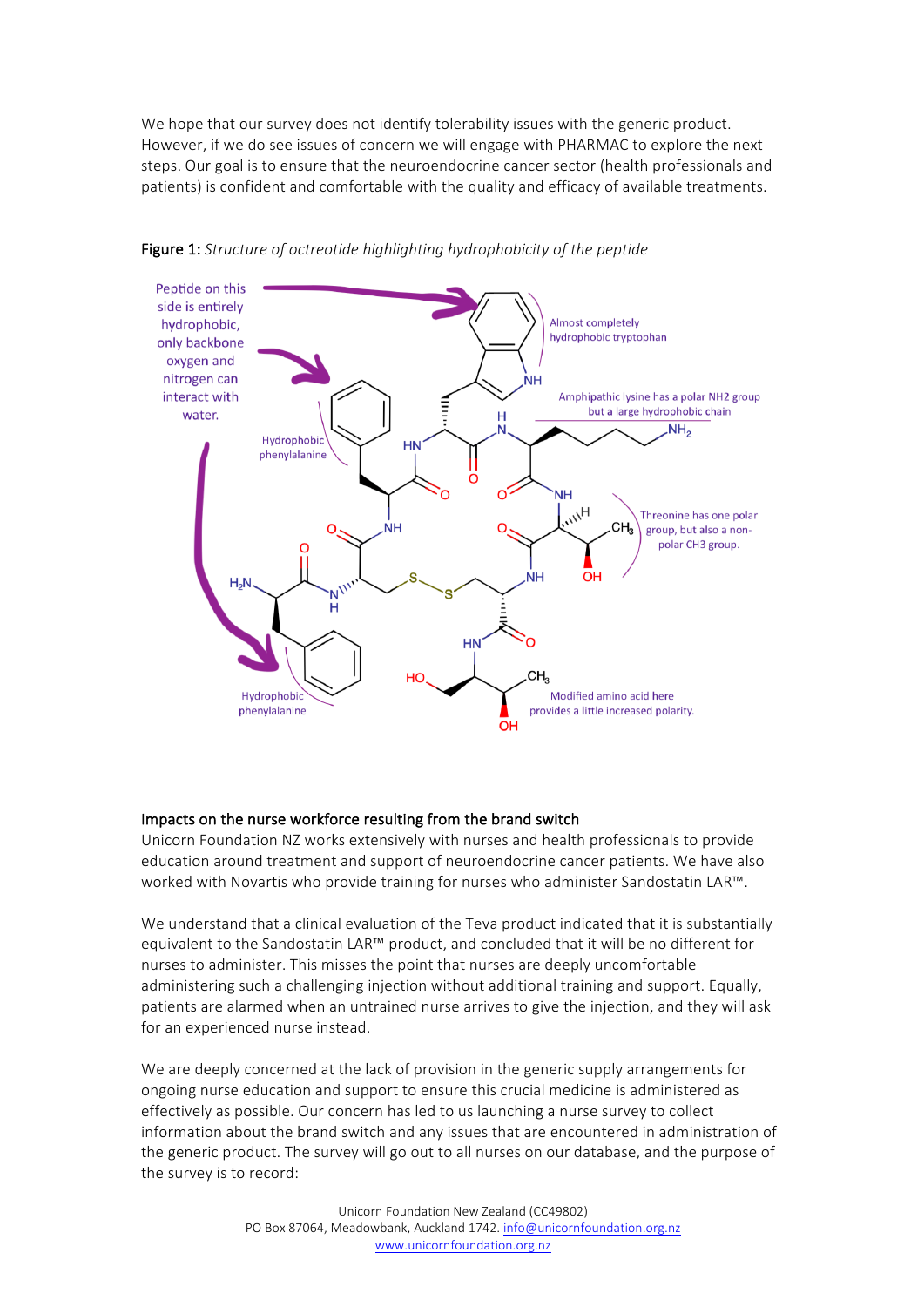We hope that our survey does not identify tolerability issues with the generic product. However, if we do see issues of concern we will engage with PHARMAC to explore the next steps. Our goal is to ensure that the neuroendocrine cancer sector (health professionals and patients) is confident and comfortable with the quality and efficacy of available treatments.

Figure 1: *Structure of octreotide highlighting hydrophobicity of the peptide*

Peptide on this side is entirely hydrophobic, only backbone oxygen and nitrogen can interact with water.

Almost completely hydrophobic tryptophan

Amphipathic lysine has a polar NH2 group but a large hydrophobic chain

Hydrophobic phenylalanine

Threonine has one polar group, but also a non-polar CH3 group.

Hydrophobic phenylalanine

Modified amino acid here provides a little increased polarity.

### Impacts on the nurse workforce resulting from the brand switch

Unicorn Foundation NZ works extensively with nurses and health professionals to provide education around treatment and support of neuroendocrine cancer patients. We have also worked with Novartis who provide training for nurses who administer Sandostatin LAR™.

We understand that a clinical evaluation of the Teva product indicated that it is substantially equivalent to the Sandostatin LAR™ product, and concluded that it will be no different for nurses to administer. This misses the point that nurses are deeply uncomfortable administering such a challenging injection without additional training and support. Equally, patients are alarmed when an untrained nurse arrives to give the injection, and they will ask for an experienced nurse instead.

We are deeply concerned at the lack of provision in the generic supply arrangements for ongoing nurse education and support to ensure this crucial medicine is administered as effectively as possible. Our concern has led to us launching a nurse survey to collect information about the brand switch and any issues that are encountered in administration of the generic product. The survey will go out to all nurses on our database, and the purpose of the survey is to record: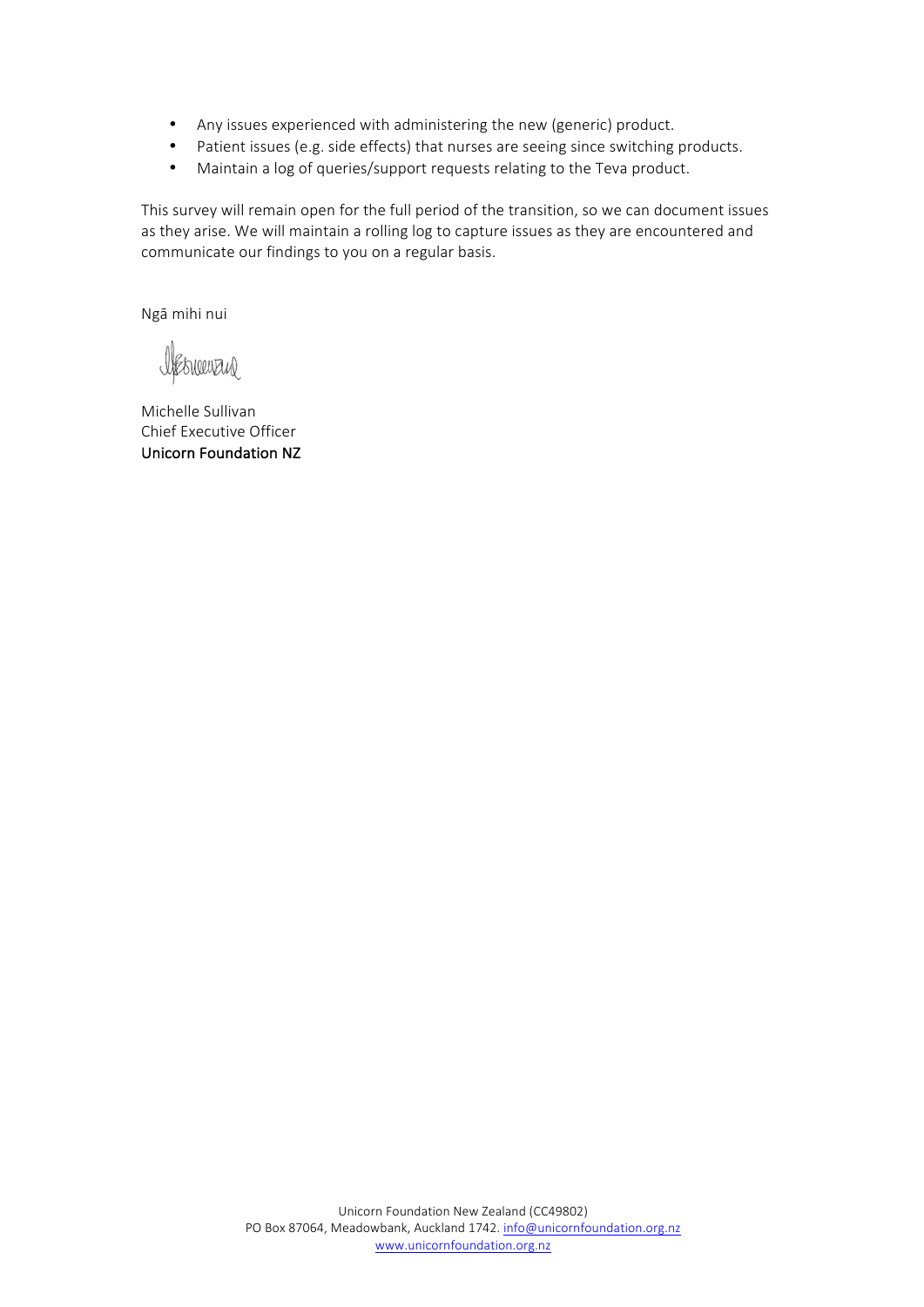- Any issues experienced with administering the new (generic) product.
- Patient issues (e.g. side effects) that nurses are seeing since switching products.
- Maintain a log of queries/support requests relating to the Teva product.

This survey will remain open for the full period of the transition, so we can document issues as they arise. We will maintain a rolling log to capture issues as they are encountered and communicate our findings to you on a regular basis.

Ngā mihi nui

Michelle Sullivan  
Chief Executive Officer  
**Unicorn Foundation NZ**

Unicorn Foundation New Zealand (CC49802)  
PO Box 87064, Meadowbank, Auckland 1742. info@unicornfoundation.org.nz  
www.unicornfoundation.org.nz